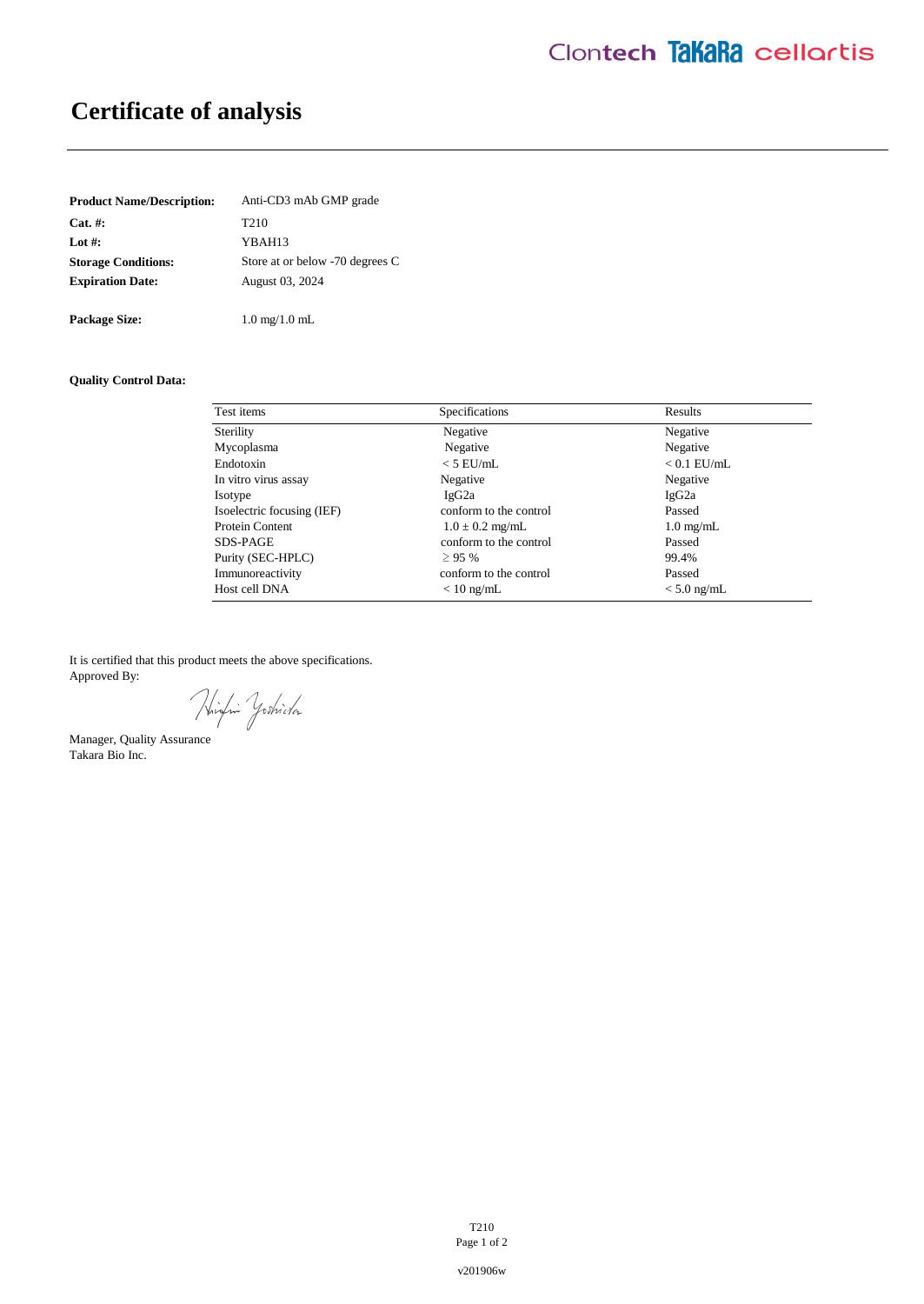# Certificate of analysis

**Product Name/Description:** Anti-CD3 mAb GMP grade

**Cat. #:** T210

**Lot #:** YBAH13

**Storage Conditions:** Store at or below -70 degrees C

**Expiration Date:** August 03, 2024

**Package Size:** 1.0 mg/1.0 mL

**Quality Control Data:**

| Test items | Specifications | Results |
|---|---|---|
| Sterility | Negative | Negative |
| Mycoplasma | Negative | Negative |
| Endotoxin | < 5 EU/mL | < 0.1 EU/mL |
| In vitro virus assay | Negative | Negative |
| Isotype | IgG2a | IgG2a |
| Isoelectric focusing (IEF) | conform to the control | Passed |
| Protein Content | 1.0 ± 0.2 mg/mL | 1.0 mg/mL |
| SDS-PAGE | conform to the control | Passed |
| Purity (SEC-HPLC) | ≥ 95 % | 99.4% |
| Immunoreactivity | conform to the control | Passed |
| Host cell DNA | < 10 ng/mL | < 5.0 ng/mL |

It is certified that this product meets the above specifications.
Approved By:

Manager, Quality Assurance
Takara Bio Inc.

v201906w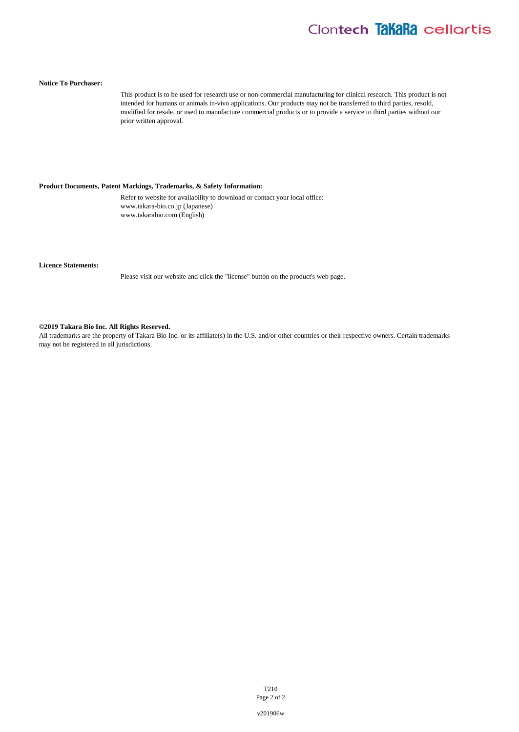**Notice To Purchaser:**

This product is to be used for research use or non-commercial manufacturing for clinical research. This product is not intended for humans or animals in-vivo applications. Our products may not be transferred to third parties, resold, modified for resale, or used to manufacture commercial products or to provide a service to third parties without our prior written approval.

**Product Documents, Patent Markings, Trademarks, & Safety Information:**

Refer to website for availability to download or contact your local office:
www.takara-bio.co.jp (Japanese)
www.takarabio.com (English)

**Licence Statements:**

Please visit our website and click the "license" button on the product's web page.

**©2019 Takara Bio Inc. All Rights Reserved.**
All trademarks are the property of Takara Bio Inc. or its affiliate(s) in the U.S. and/or other countries or their respective owners. Certain trademarks may not be registered in all jurisdictions.

T210

v201906w